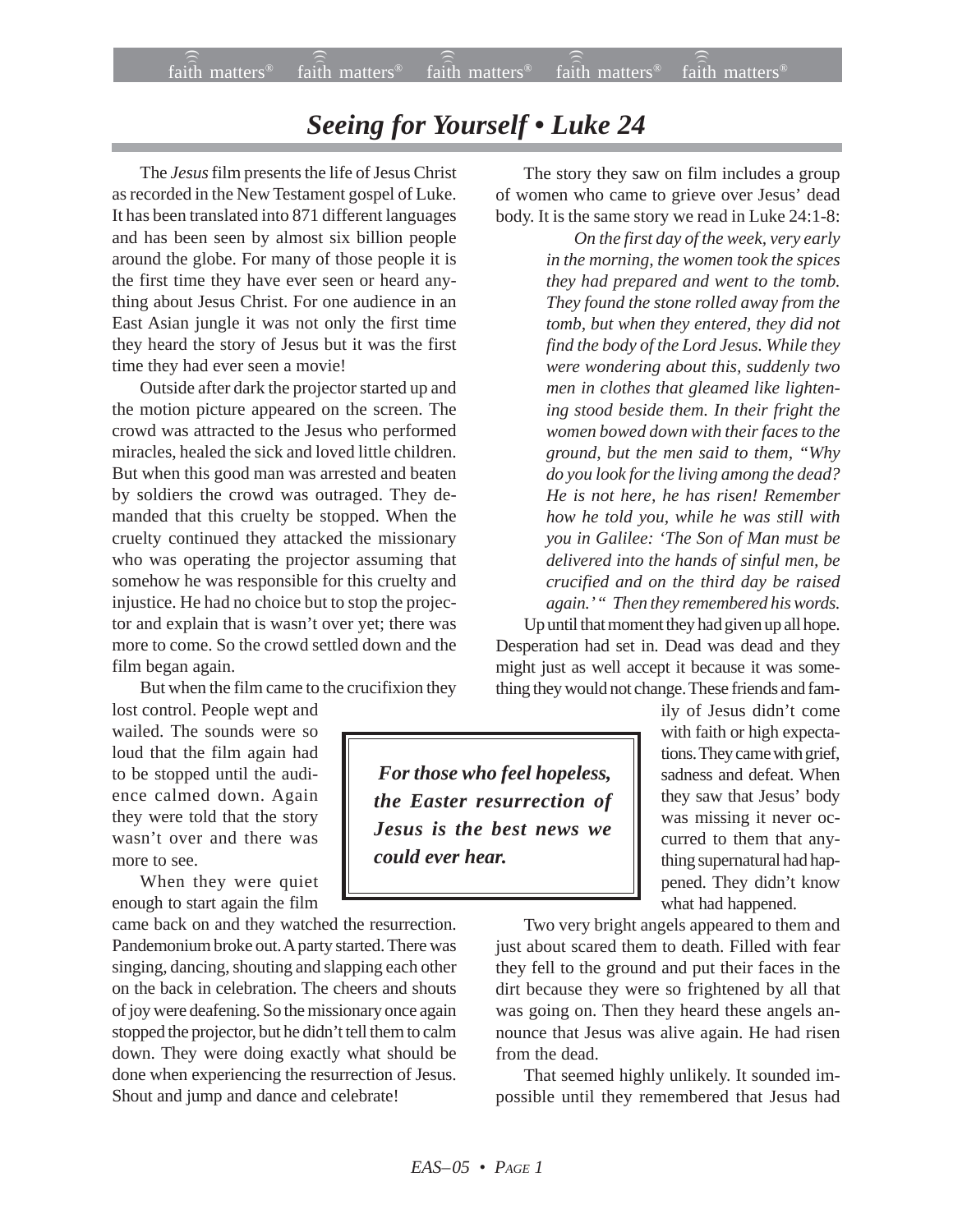# *Seeing for Yourself • Luke 24*

The *Jesus* film presents the life of Jesus Christ as recorded in the New Testament gospel of Luke. It has been translated into 871 different languages and has been seen by almost six billion people around the globe. For many of those people it is the first time they have ever seen or heard anything about Jesus Christ. For one audience in an East Asian jungle it was not only the first time they heard the story of Jesus but it was the first time they had ever seen a movie!

Outside after dark the projector started up and the motion picture appeared on the screen. The crowd was attracted to the Jesus who performed miracles, healed the sick and loved little children. But when this good man was arrested and beaten by soldiers the crowd was outraged. They demanded that this cruelty be stopped. When the cruelty continued they attacked the missionary who was operating the projector assuming that somehow he was responsible for this cruelty and injustice. He had no choice but to stop the projector and explain that is wasn't over yet; there was more to come. So the crowd settled down and the film began again.

But when the film came to the crucifixion they lost control. People wept and wailed. The sounds were so loud that the film again had to be stopped until the audience calmed down. Again they were told that the story wasn't over and there was more to see.

When they were quiet enough to start again the film came back on and they watched the resurrection. Pandemonium broke out. A party started. There was singing, dancing, shouting and slapping each other on the back in celebration. The cheers and shouts of joy were deafening. So the missionary once again stopped the projector, but he didn't tell them to calm down. They were doing exactly what should be done when experiencing the resurrection of Jesus. Shout and jump and dance and celebrate!

> ***For those who feel hopeless, the Easter resurrection of Jesus is the best news we could ever hear.***

The story they saw on film includes a group of women who came to grieve over Jesus' dead body. It is the same story we read in Luke 24:1-8:

> *On the first day of the week, very early in the morning, the women took the spices they had prepared and went to the tomb. They found the stone rolled away from the tomb, but when they entered, they did not find the body of the Lord Jesus. While they were wondering about this, suddenly two men in clothes that gleamed like lightening stood beside them. In their fright the women bowed down with their faces to the ground, but the men said to them, "Why do you look for the living among the dead? He is not here, he has risen! Remember how he told you, while he was still with you in Galilee: 'The Son of Man must be delivered into the hands of sinful men, be crucified and on the third day be raised again.' " Then they remembered his words.*

Up until that moment they had given up all hope. Desperation had set in. Dead was dead and they might just as well accept it because it was something they would not change. These friends and family of Jesus didn't come with faith or high expectations. They came with grief, sadness and defeat. When they saw that Jesus' body was missing it never occurred to them that anything supernatural had happened. They didn't know what had happened.

Two very bright angels appeared to them and just about scared them to death. Filled with fear they fell to the ground and put their faces in the dirt because they were so frightened by all that was going on. Then they heard these angels announce that Jesus was alive again. He had risen from the dead.

That seemed highly unlikely. It sounded impossible until they remembered that Jesus had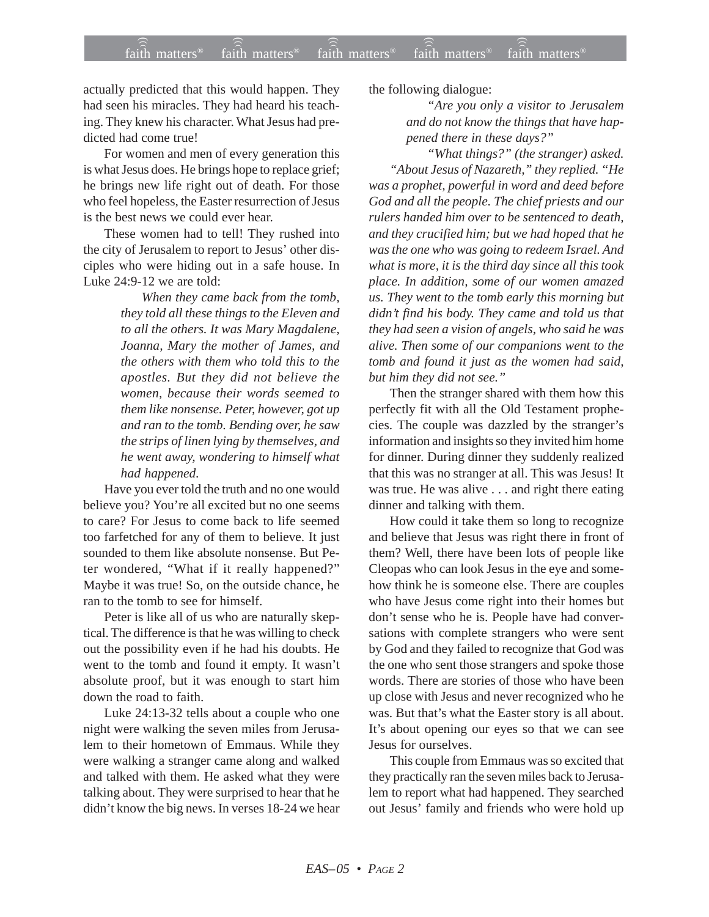actually predicted that this would happen. They had seen his miracles. They had heard his teaching. They knew his character. What Jesus had predicted had come true!

For women and men of every generation this is what Jesus does. He brings hope to replace grief; he brings new life right out of death. For those who feel hopeless, the Easter resurrection of Jesus is the best news we could ever hear.

These women had to tell! They rushed into the city of Jerusalem to report to Jesus' other disciples who were hiding out in a safe house. In Luke 24:9-12 we are told:

> *When they came back from the tomb, they told all these things to the Eleven and to all the others. It was Mary Magdalene, Joanna, Mary the mother of James, and the others with them who told this to the apostles. But they did not believe the women, because their words seemed to them like nonsense. Peter, however, got up and ran to the tomb. Bending over, he saw the strips of linen lying by themselves, and he went away, wondering to himself what had happened.*

Have you ever told the truth and no one would believe you? You're all excited but no one seems to care? For Jesus to come back to life seemed too farfetched for any of them to believe. It just sounded to them like absolute nonsense. But Peter wondered, "What if it really happened?" Maybe it was true! So, on the outside chance, he ran to the tomb to see for himself.

Peter is like all of us who are naturally skeptical. The difference is that he was willing to check out the possibility even if he had his doubts. He went to the tomb and found it empty. It wasn't absolute proof, but it was enough to start him down the road to faith.

Luke 24:13-32 tells about a couple who one night were walking the seven miles from Jerusalem to their hometown of Emmaus. While they were walking a stranger came along and walked and talked with them. He asked what they were talking about. They were surprised to hear that he didn't know the big news. In verses 18-24 we hear the following dialogue:

> *"Are you only a visitor to Jerusalem and do not know the things that have happened there in these days?"*
>
> *"What things?" (the stranger) asked.*
>
> *"About Jesus of Nazareth," they replied. "He was a prophet, powerful in word and deed before God and all the people. The chief priests and our rulers handed him over to be sentenced to death, and they crucified him; but we had hoped that he was the one who was going to redeem Israel. And what is more, it is the third day since all this took place. In addition, some of our women amazed us. They went to the tomb early this morning but didn't find his body. They came and told us that they had seen a vision of angels, who said he was alive. Then some of our companions went to the tomb and found it just as the women had said, but him they did not see."*

Then the stranger shared with them how this perfectly fit with all the Old Testament prophecies. The couple was dazzled by the stranger's information and insights so they invited him home for dinner. During dinner they suddenly realized that this was no stranger at all. This was Jesus! It was true. He was alive . . . and right there eating dinner and talking with them.

How could it take them so long to recognize and believe that Jesus was right there in front of them? Well, there have been lots of people like Cleopas who can look Jesus in the eye and somehow think he is someone else. There are couples who have Jesus come right into their homes but don't sense who he is. People have had conversations with complete strangers who were sent by God and they failed to recognize that God was the one who sent those strangers and spoke those words. There are stories of those who have been up close with Jesus and never recognized who he was. But that's what the Easter story is all about. It's about opening our eyes so that we can see Jesus for ourselves.

This couple from Emmaus was so excited that they practically ran the seven miles back to Jerusalem to report what had happened. They searched out Jesus' family and friends who were hold up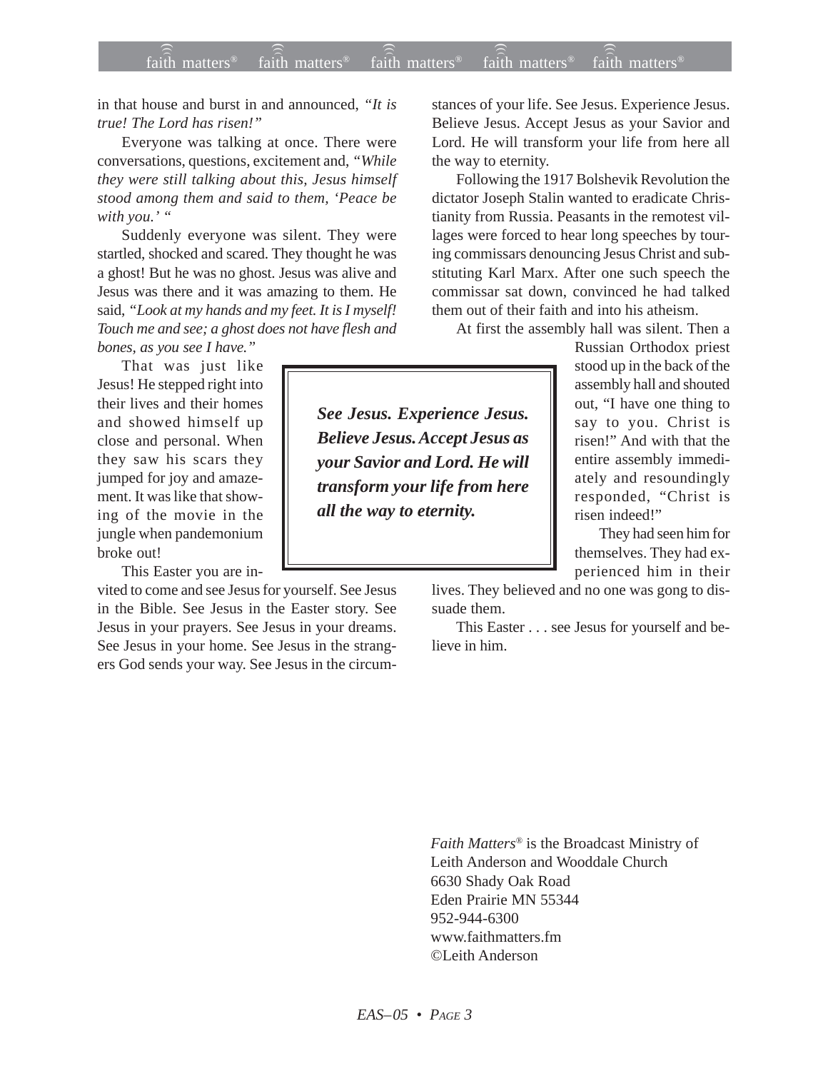in that house and burst in and announced, *"It is true! The Lord has risen!"*

Everyone was talking at once. There were conversations, questions, excitement and, *"While they were still talking about this, Jesus himself stood among them and said to them, 'Peace be with you.' "*

Suddenly everyone was silent. They were startled, shocked and scared. They thought he was a ghost! But he was no ghost. Jesus was alive and Jesus was there and it was amazing to them. He said, *"Look at my hands and my feet. It is I myself! Touch me and see; a ghost does not have flesh and bones, as you see I have."*

That was just like Jesus! He stepped right into their lives and their homes and showed himself up close and personal. When they saw his scars they jumped for joy and amazement. It was like that showing of the movie in the jungle when pandemonium broke out!

This Easter you are invited to come and see Jesus for yourself. See Jesus in the Bible. See Jesus in the Easter story. See Jesus in your prayers. See Jesus in your dreams. See Jesus in your home. See Jesus in the strangers God sends your way. See Jesus in the circumstances of your life. See Jesus. Experience Jesus. Believe Jesus. Accept Jesus as your Savior and Lord. He will transform your life from here all the way to eternity.

> ***See Jesus. Experience Jesus. Believe Jesus. Accept Jesus as your Savior and Lord. He will transform your life from here all the way to eternity.***

Following the 1917 Bolshevik Revolution the dictator Joseph Stalin wanted to eradicate Christianity from Russia. Peasants in the remotest villages were forced to hear long speeches by touring commissars denouncing Jesus Christ and substituting Karl Marx. After one such speech the commissar sat down, convinced he had talked them out of their faith and into his atheism.

At first the assembly hall was silent. Then a Russian Orthodox priest stood up in the back of the assembly hall and shouted out, "I have one thing to say to you. Christ is risen!" And with that the entire assembly immediately and resoundingly responded, "Christ is risen indeed!"

They had seen him for themselves. They had experienced him in their lives. They believed and no one was gong to dissuade them.

This Easter . . . see Jesus for yourself and believe in him.

*Faith Matters*® is the Broadcast Ministry of
Leith Anderson and Wooddale Church
6630 Shady Oak Road
Eden Prairie MN 55344
952-944-6300
www.faithmatters.fm
©Leith Anderson